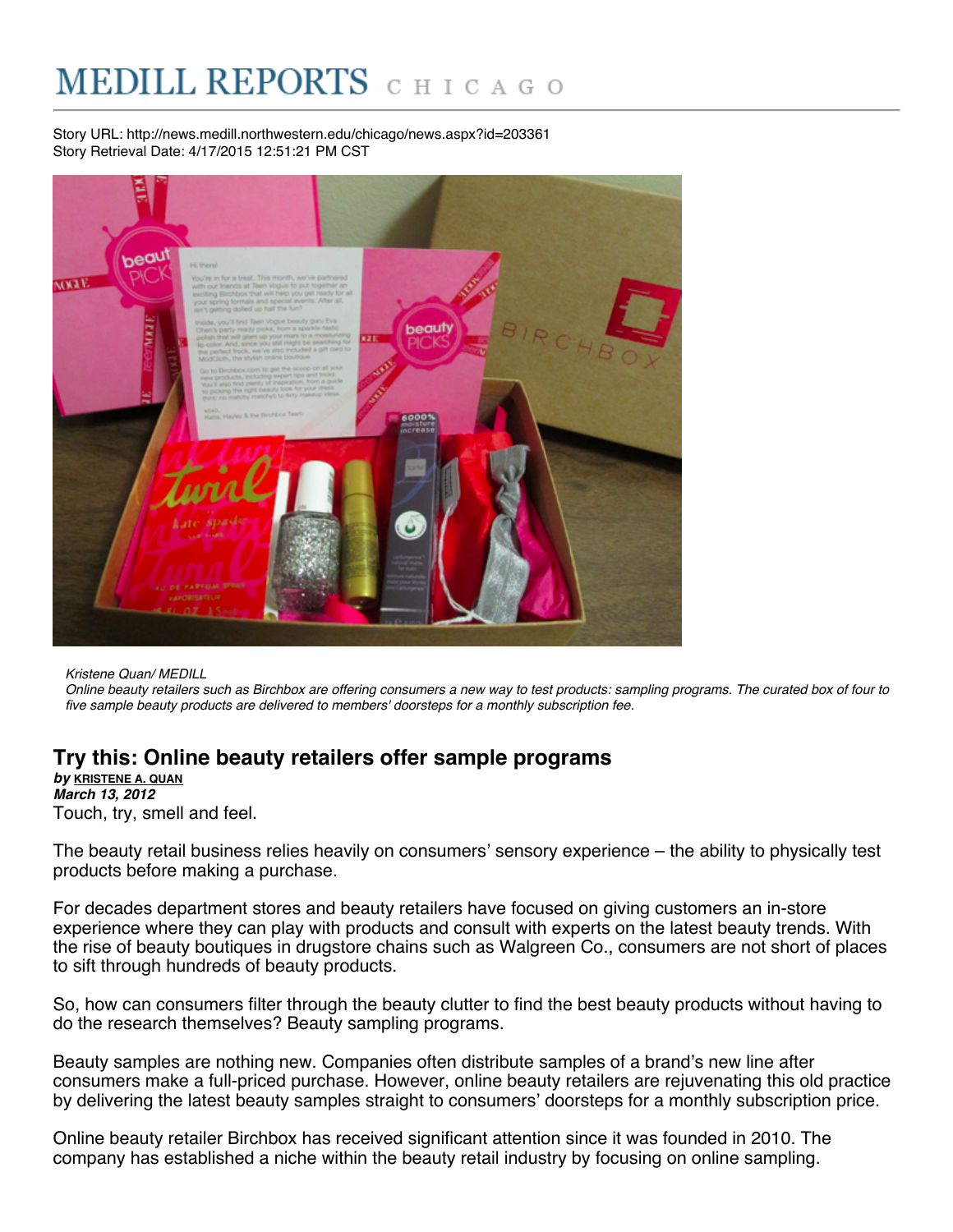# MEDILL REPORTS CHICAGO

Story URL: http://news.medill.northwestern.edu/chicago/news.aspx?id=203361
Story Retrieval Date: 4/17/2015 12:51:21 PM CST

*Kristene Quan/ MEDILL*
*Online beauty retailers such as Birchbox are offering consumers a new way to test products: sampling programs. The curated box of four to five sample beauty products are delivered to members' doorsteps for a monthly subscription fee.*

## Try this: Online beauty retailers offer sample programs

***by* KRISTENE A. QUAN**
***March 13, 2012***

Touch, try, smell and feel.

The beauty retail business relies heavily on consumers' sensory experience – the ability to physically test products before making a purchase.

For decades department stores and beauty retailers have focused on giving customers an in-store experience where they can play with products and consult with experts on the latest beauty trends. With the rise of beauty boutiques in drugstore chains such as Walgreen Co., consumers are not short of places to sift through hundreds of beauty products.

So, how can consumers filter through the beauty clutter to find the best beauty products without having to do the research themselves? Beauty sampling programs.

Beauty samples are nothing new. Companies often distribute samples of a brand's new line after consumers make a full-priced purchase. However, online beauty retailers are rejuvenating this old practice by delivering the latest beauty samples straight to consumers' doorsteps for a monthly subscription price.

Online beauty retailer Birchbox has received significant attention since it was founded in 2010. The company has established a niche within the beauty retail industry by focusing on online sampling.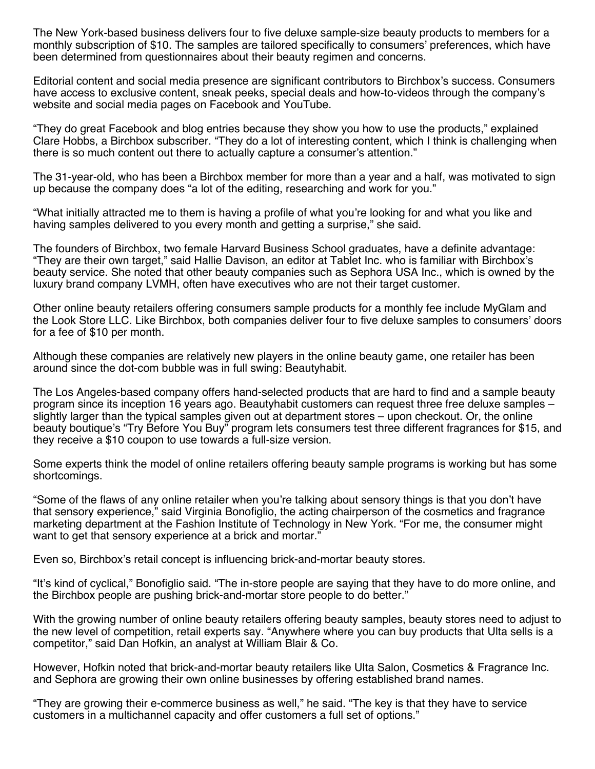The New York-based business delivers four to five deluxe sample-size beauty products to members for a monthly subscription of $10. The samples are tailored specifically to consumers' preferences, which have been determined from questionnaires about their beauty regimen and concerns.

Editorial content and social media presence are significant contributors to Birchbox's success. Consumers have access to exclusive content, sneak peeks, special deals and how-to-videos through the company's website and social media pages on Facebook and YouTube.

"They do great Facebook and blog entries because they show you how to use the products," explained Clare Hobbs, a Birchbox subscriber. "They do a lot of interesting content, which I think is challenging when there is so much content out there to actually capture a consumer's attention."

The 31-year-old, who has been a Birchbox member for more than a year and a half, was motivated to sign up because the company does "a lot of the editing, researching and work for you."

"What initially attracted me to them is having a profile of what you're looking for and what you like and having samples delivered to you every month and getting a surprise," she said.

The founders of Birchbox, two female Harvard Business School graduates, have a definite advantage: "They are their own target," said Hallie Davison, an editor at Tablet Inc. who is familiar with Birchbox's beauty service. She noted that other beauty companies such as Sephora USA Inc., which is owned by the luxury brand company LVMH, often have executives who are not their target customer.

Other online beauty retailers offering consumers sample products for a monthly fee include MyGlam and the Look Store LLC. Like Birchbox, both companies deliver four to five deluxe samples to consumers' doors for a fee of $10 per month.

Although these companies are relatively new players in the online beauty game, one retailer has been around since the dot-com bubble was in full swing: Beautyhabit.

The Los Angeles-based company offers hand-selected products that are hard to find and a sample beauty program since its inception 16 years ago. Beautyhabit customers can request three free deluxe samples – slightly larger than the typical samples given out at department stores – upon checkout. Or, the online beauty boutique's "Try Before You Buy" program lets consumers test three different fragrances for $15, and they receive a $10 coupon to use towards a full-size version.

Some experts think the model of online retailers offering beauty sample programs is working but has some shortcomings.

"Some of the flaws of any online retailer when you're talking about sensory things is that you don't have that sensory experience," said Virginia Bonofiglio, the acting chairperson of the cosmetics and fragrance marketing department at the Fashion Institute of Technology in New York. "For me, the consumer might want to get that sensory experience at a brick and mortar."

Even so, Birchbox's retail concept is influencing brick-and-mortar beauty stores.

"It's kind of cyclical," Bonofiglio said. "The in-store people are saying that they have to do more online, and the Birchbox people are pushing brick-and-mortar store people to do better."

With the growing number of online beauty retailers offering beauty samples, beauty stores need to adjust to the new level of competition, retail experts say. "Anywhere where you can buy products that Ulta sells is a competitor," said Dan Hofkin, an analyst at William Blair & Co.

However, Hofkin noted that brick-and-mortar beauty retailers like Ulta Salon, Cosmetics & Fragrance Inc. and Sephora are growing their own online businesses by offering established brand names.

"They are growing their e-commerce business as well," he said. "The key is that they have to service customers in a multichannel capacity and offer customers a full set of options."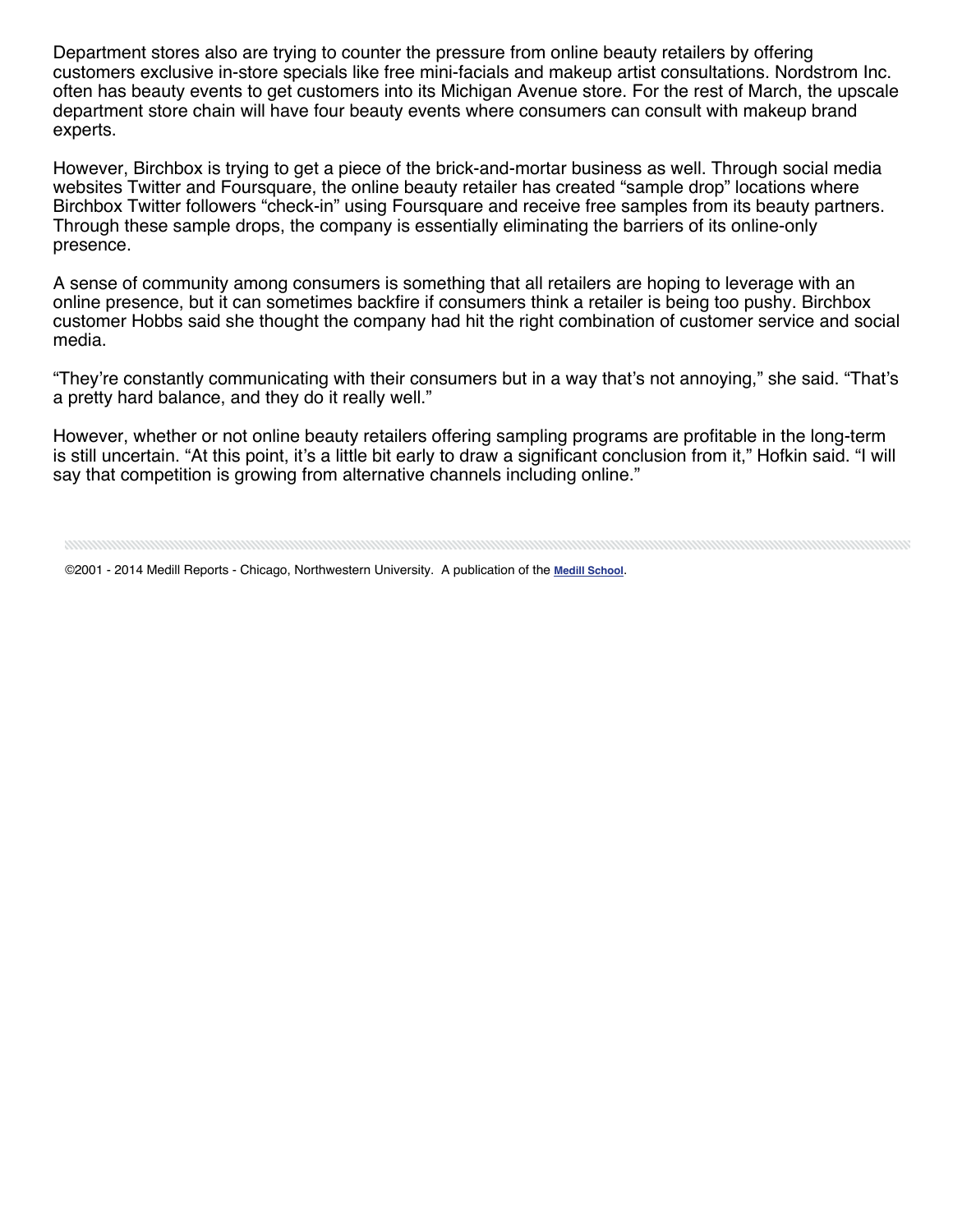Department stores also are trying to counter the pressure from online beauty retailers by offering customers exclusive in-store specials like free mini-facials and makeup artist consultations. Nordstrom Inc. often has beauty events to get customers into its Michigan Avenue store. For the rest of March, the upscale department store chain will have four beauty events where consumers can consult with makeup brand experts.

However, Birchbox is trying to get a piece of the brick-and-mortar business as well. Through social media websites Twitter and Foursquare, the online beauty retailer has created “sample drop” locations where Birchbox Twitter followers “check-in” using Foursquare and receive free samples from its beauty partners. Through these sample drops, the company is essentially eliminating the barriers of its online-only presence.

A sense of community among consumers is something that all retailers are hoping to leverage with an online presence, but it can sometimes backfire if consumers think a retailer is being too pushy. Birchbox customer Hobbs said she thought the company had hit the right combination of customer service and social media.

“They’re constantly communicating with their consumers but in a way that’s not annoying,” she said. “That’s a pretty hard balance, and they do it really well.”

However, whether or not online beauty retailers offering sampling programs are profitable in the long-term is still uncertain. “At this point, it’s a little bit early to draw a significant conclusion from it,” Hofkin said. “I will say that competition is growing from alternative channels including online.”

©2001 - 2014 Medill Reports - Chicago, Northwestern University. A publication of the Medill School.